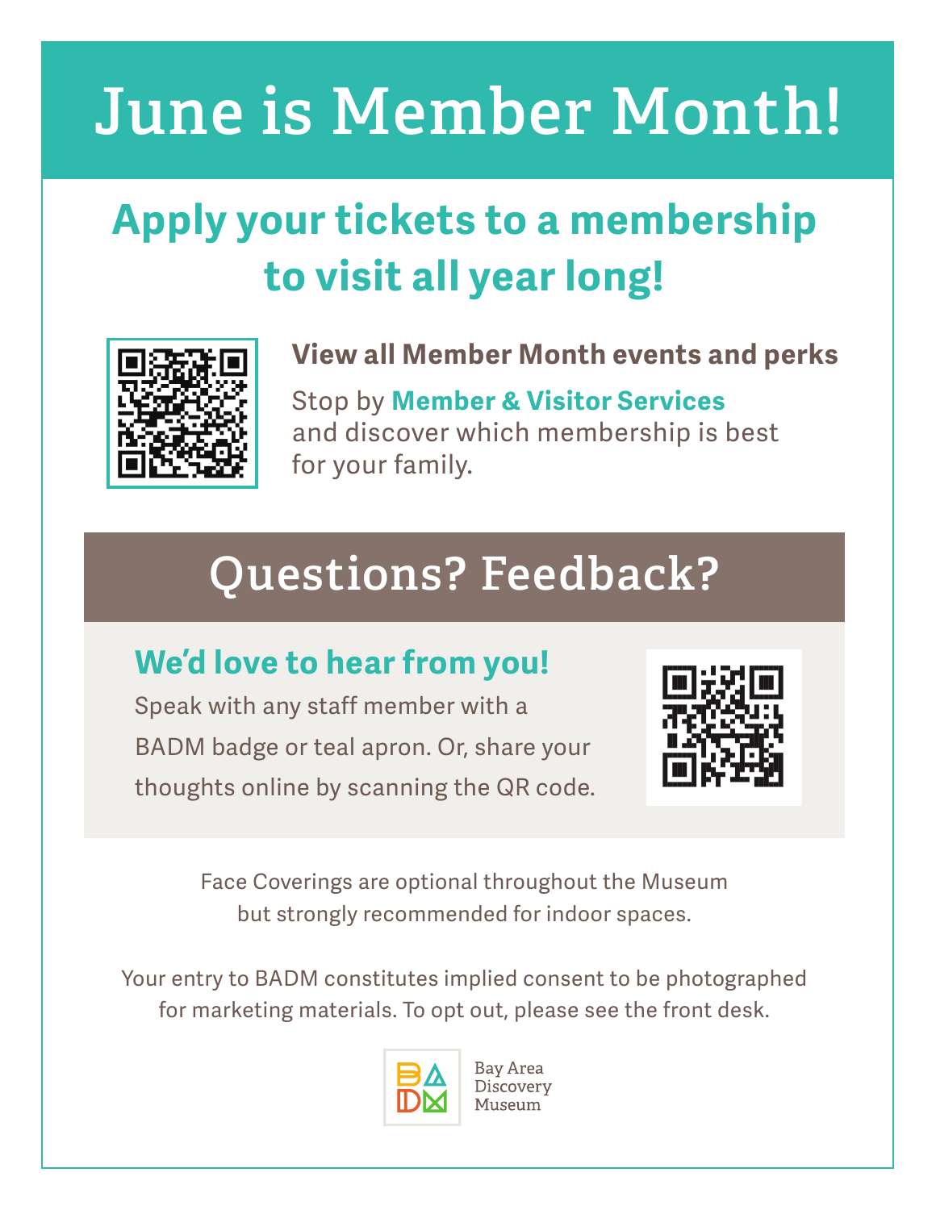# June is Member Month!

## Apply your tickets to a membership to visit all year long!

**View all Member Month events and perks**

Stop by **Member & Visitor Services** and discover which membership is best for your family.

# Questions? Feedback?

## We'd love to hear from you!

Speak with any staff member with a BADM badge or teal apron. Or, share your thoughts online by scanning the QR code.

Face Coverings are optional throughout the Museum but strongly recommended for indoor spaces.

Your entry to BADM constitutes implied consent to be photographed for marketing materials. To opt out, please see the front desk.

Bay Area Discovery Museum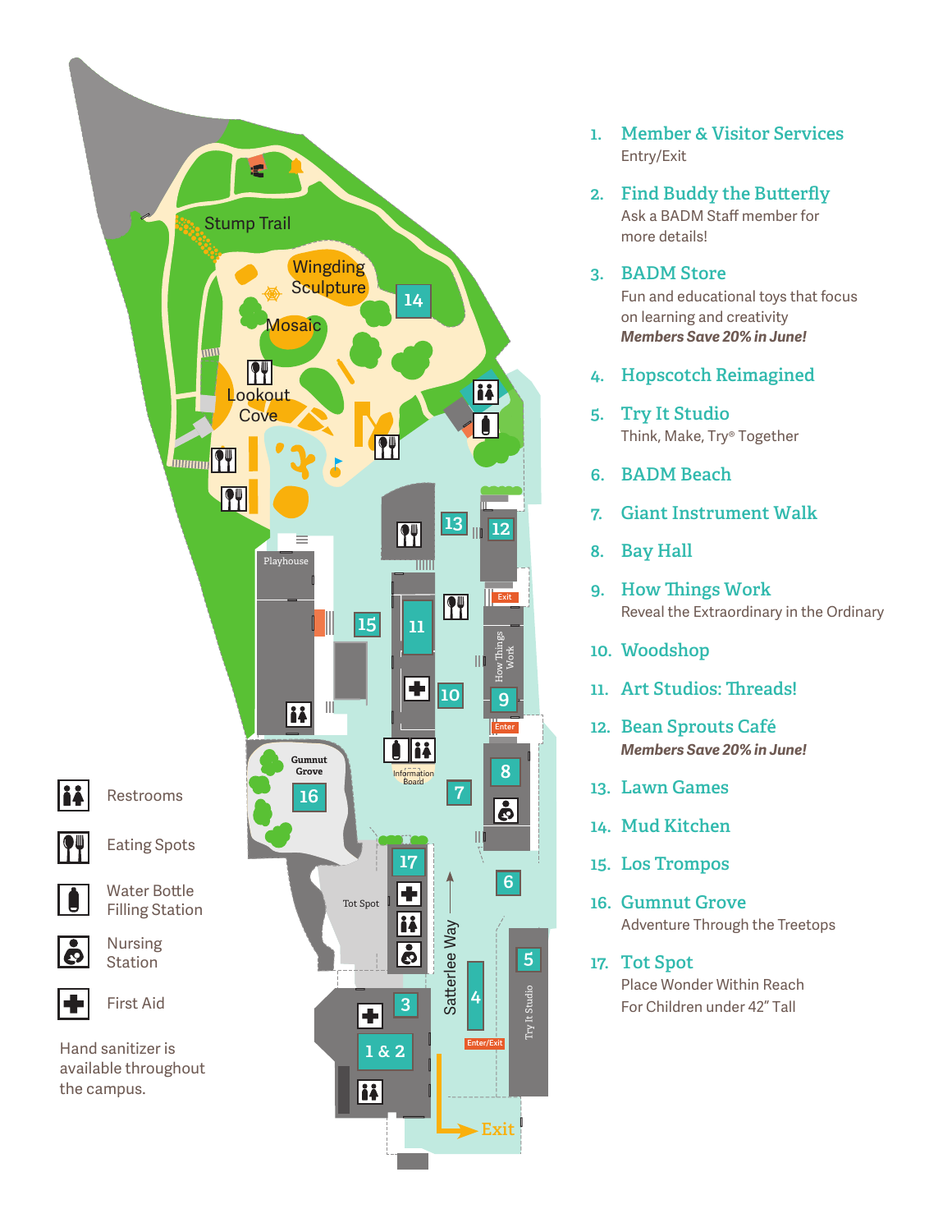1. **Member & Visitor Services**
   Entry/Exit
2. **Find Buddy the Butterfly**
   Ask a BADM Staff member for more details!
3. **BADM Store**
   Fun and educational toys that focus on learning and creativity
   ***Members Save 20% in June!***
4. **Hopscotch Reimagined**
5. **Try It Studio**
   Think, Make, Try® Together
6. **BADM Beach**
7. **Giant Instrument Walk**
8. **Bay Hall**
9. **How Things Work**
   Reveal the Extraordinary in the Ordinary
10. **Woodshop**
11. **Art Studios: Threads!**
12. **Bean Sprouts Café**
    ***Members Save 20% in June!***
13. **Lawn Games**
14. **Mud Kitchen**
15. **Los Trompos**
16. **Gumnut Grove**
    Adventure Through the Treetops
17. **Tot Spot**
    Place Wonder Within Reach
    For Children under 42" Tall

Stump Trail
Wingding Sculpture
Mosaic
Lookout Cove
Playhouse
Gumnut Grove
Information Board
Tot Spot
Satterlee Way
How Things Work
Try It Studio
Exit
Enter
Enter/Exit

Restrooms
Eating Spots
Water Bottle Filling Station
Nursing Station
First Aid

Hand sanitizer is available throughout the campus.